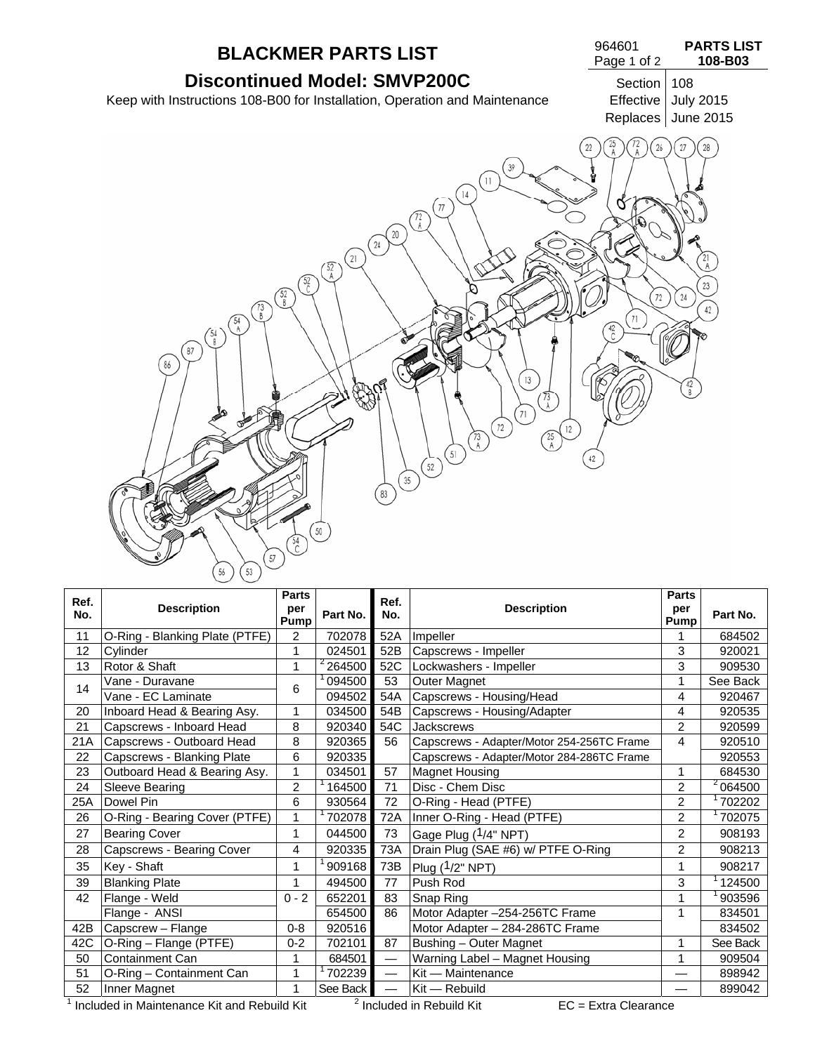# BLACKMER PARTS LIST

## Discontinued Model: SMVP200C

Keep with Instructions 108-B00 for Installation, Operation and Maintenance

964601 **PARTS LIST 108-B03**

| Section | 108 |
|---|---|
| Effective | July 2015 |
| Replaces | June 2015 |

| Ref. No. | Description | Parts per Pump | Part No. | Ref. No. | Description | Parts per Pump | Part No. |
|---|---|---|---|---|---|---|---|
| 11 | O-Ring - Blanking Plate (PTFE) | 2 | 702078 | 52A | Impeller | 1 | 684502 |
| 12 | Cylinder | 1 | 024501 | 52B | Capscrews - Impeller | 3 | 920021 |
| 13 | Rotor & Shaft | 1 | [2] 264500 | 52C | Lockwashers - Impeller | 3 | 909530 |
| 14 | Vane - Duravane | 6 | [1] 094500 | 53 | Outer Magnet | 1 | See Back |
| | Vane - EC Laminate | | 094502 | 54A | Capscrews - Housing/Head | 4 | 920467 |
| 20 | Inboard Head & Bearing Asy. | 1 | 034500 | 54B | Capscrews - Housing/Adapter | 4 | 920535 |
| 21 | Capscrews - Inboard Head | 8 | 920340 | 54C | Jackscrews | 2 | 920599 |
| 21A | Capscrews - Outboard Head | 8 | 920365 | 56 | Capscrews - Adapter/Motor 254-256TC Frame | 4 | 920510 |
| 22 | Capscrews - Blanking Plate | 6 | 920335 | | Capscrews - Adapter/Motor 284-286TC Frame | | 920553 |
| 23 | Outboard Head & Bearing Asy. | 1 | 034501 | 57 | Magnet Housing | 1 | 684530 |
| 24 | Sleeve Bearing | 2 | [1] 164500 | 71 | Disc - Chem Disc | 2 | [2] 064500 |
| 25A | Dowel Pin | 6 | 930564 | 72 | O-Ring - Head (PTFE) | 2 | [1] 702202 |
| 26 | O-Ring - Bearing Cover (PTFE) | 1 | [1] 702078 | 72A | Inner O-Ring - Head (PTFE) | 2 | [1] 702075 |
| 27 | Bearing Cover | 1 | 044500 | 73 | Gage Plug (1/4" NPT) | 2 | 908193 |
| 28 | Capscrews - Bearing Cover | 4 | 920335 | 73A | Drain Plug (SAE #6) w/ PTFE O-Ring | 2 | 908213 |
| 35 | Key - Shaft | 1 | [1] 909168 | 73B | Plug (1/2" NPT) | 1 | 908217 |
| 39 | Blanking Plate | 1 | 494500 | 77 | Push Rod | 3 | [1] 124500 |
| 42 | Flange - Weld | 0 - 2 | 652201 | 83 | Snap Ring | 1 | [1] 903596 |
| | Flange - ANSI | | 654500 | 86 | Motor Adapter –254-256TC Frame | 1 | 834501 |
| 42B | Capscrew – Flange | 0-8 | 920516 | | Motor Adapter – 284-286TC Frame | | 834502 |
| 42C | O-Ring – Flange (PTFE) | 0-2 | 702101 | 87 | Bushing – Outer Magnet | 1 | See Back |
| 50 | Containment Can | 1 | 684501 | — | Warning Label – Magnet Housing | 1 | 909504 |
| 51 | O-Ring – Containment Can | 1 | [1] 702239 | — | Kit — Maintenance | — | 898942 |
| 52 | Inner Magnet | 1 | See Back | — | Kit — Rebuild | — | 899042 |

[1] Included in Maintenance Kit and Rebuild Kit [2] Included in Rebuild Kit EC = Extra Clearance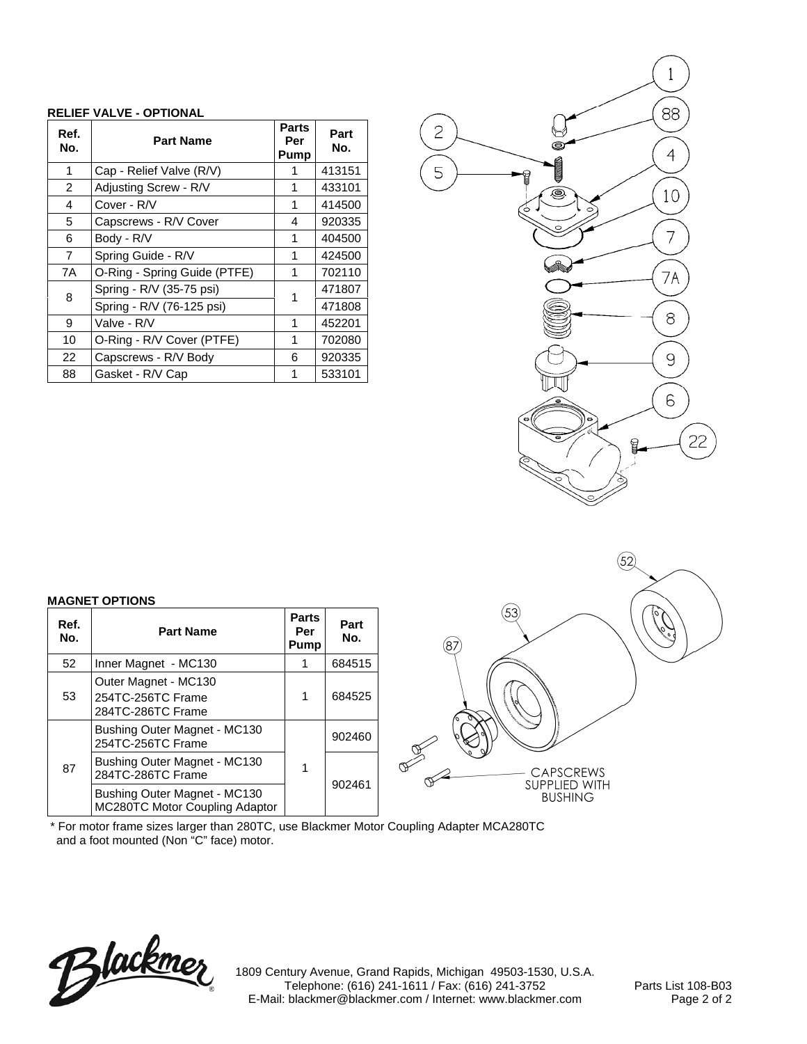**RELIEF VALVE - OPTIONAL**

| Ref. No. | Part Name | Parts Per Pump | Part No. |
|---|---|---|---|
| 1 | Cap - Relief Valve (R/V) | 1 | 413151 |
| 2 | Adjusting Screw - R/V | 1 | 433101 |
| 4 | Cover - R/V | 1 | 414500 |
| 5 | Capscrews - R/V Cover | 4 | 920335 |
| 6 | Body - R/V | 1 | 404500 |
| 7 | Spring Guide - R/V | 1 | 424500 |
| 7A | O-Ring - Spring Guide (PTFE) | 1 | 702110 |
| 8 | Spring - R/V (35-75 psi) | 1 | 471807 |
| | Spring - R/V (76-125 psi) | | 471808 |
| 9 | Valve - R/V | 1 | 452201 |
| 10 | O-Ring - R/V Cover (PTFE) | 1 | 702080 |
| 22 | Capscrews - R/V Body | 6 | 920335 |
| 88 | Gasket - R/V Cap | 1 | 533101 |

1
88
2
4
5
10
7
7A
8
9
6
22

**MAGNET OPTIONS**

| Ref. No. | Part Name | Parts Per Pump | Part No. |
|---|---|---|---|
| 52 | Inner Magnet - MC130 | 1 | 684515 |
| 53 | Outer Magnet - MC130<br>254TC-256TC Frame<br>284TC-286TC Frame | 1 | 684525 |
| 87 | Bushing Outer Magnet - MC130<br>254TC-256TC Frame | 1 | 902460 |
| | Bushing Outer Magnet - MC130<br>284TC-286TC Frame | | 902461 |
| | Bushing Outer Magnet - MC130<br>MC280TC Motor Coupling Adaptor | | |

52
53
87
CAPSCREWS SUPPLIED WITH BUSHING

\* For motor frame sizes larger than 280TC, use Blackmer Motor Coupling Adapter MCA280TC and a foot mounted (Non "C" face) motor.

Blackmer®

1809 Century Avenue, Grand Rapids, Michigan 49503-1530, U.S.A.
Telephone: (616) 241-1611 / Fax: (616) 241-3752
E-Mail: blackmer@blackmer.com / Internet: www.blackmer.com

Parts List 108-B03